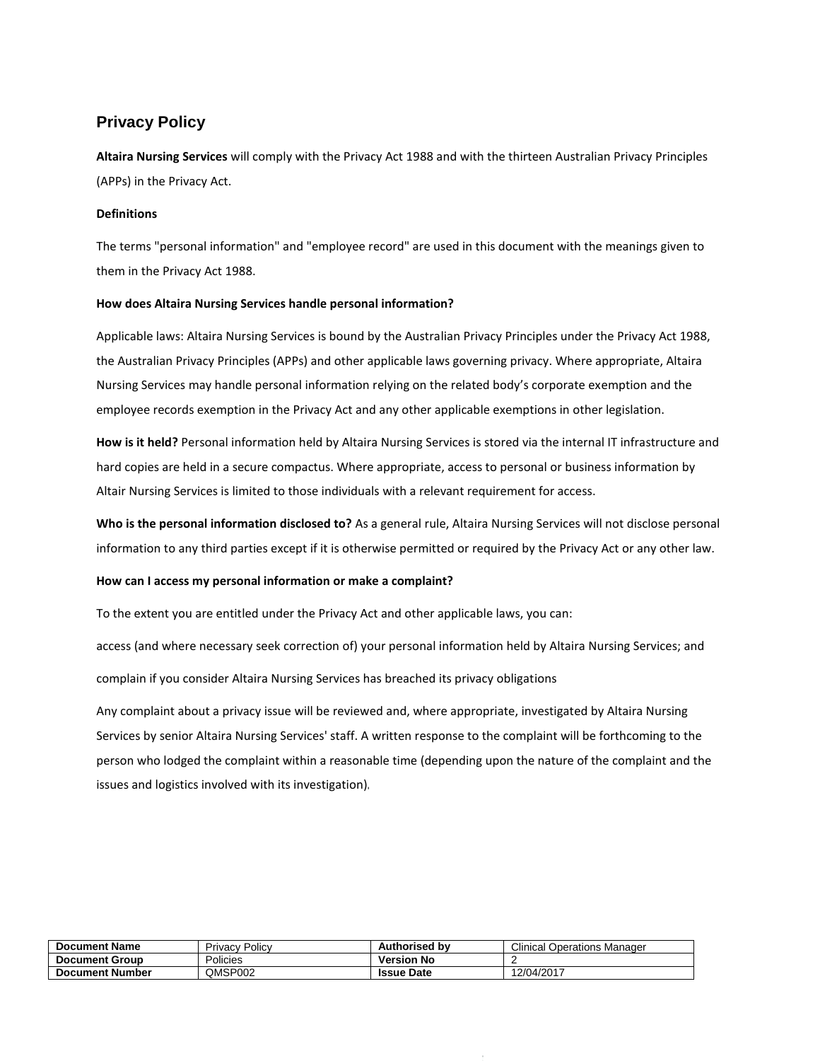# Privacy Policy

**Altaira Nursing Services** will comply with the Privacy Act 1988 and with the thirteen Australian Privacy Principles (APPs) in the Privacy Act.

**Definitions**

The terms "personal information" and "employee record" are used in this document with the meanings given to them in the Privacy Act 1988.

**How does Altaira Nursing Services handle personal information?**

Applicable laws: Altaira Nursing Services is bound by the Australian Privacy Principles under the Privacy Act 1988, the Australian Privacy Principles (APPs) and other applicable laws governing privacy. Where appropriate, Altaira Nursing Services may handle personal information relying on the related body's corporate exemption and the employee records exemption in the Privacy Act and any other applicable exemptions in other legislation.

**How is it held?** Personal information held by Altaira Nursing Services is stored via the internal IT infrastructure and hard copies are held in a secure compactus. Where appropriate, access to personal or business information by Altair Nursing Services is limited to those individuals with a relevant requirement for access.

**Who is the personal information disclosed to?** As a general rule, Altaira Nursing Services will not disclose personal information to any third parties except if it is otherwise permitted or required by the Privacy Act or any other law.

**How can I access my personal information or make a complaint?**

To the extent you are entitled under the Privacy Act and other applicable laws, you can:

access (and where necessary seek correction of) your personal information held by Altaira Nursing Services; and

complain if you consider Altaira Nursing Services has breached its privacy obligations

Any complaint about a privacy issue will be reviewed and, where appropriate, investigated by Altaira Nursing Services by senior Altaira Nursing Services' staff. A written response to the complaint will be forthcoming to the person who lodged the complaint within a reasonable time (depending upon the nature of the complaint and the issues and logistics involved with its investigation).

| **Document Name** | Privacy Policy | **Authorised by** | Clinical Operations Manager |
|---|---|---|---|
| **Document Group** | Policies | **Version No** | 2 |
| **Document Number** | QMSP002 | **Issue Date** | 12/04/2017 |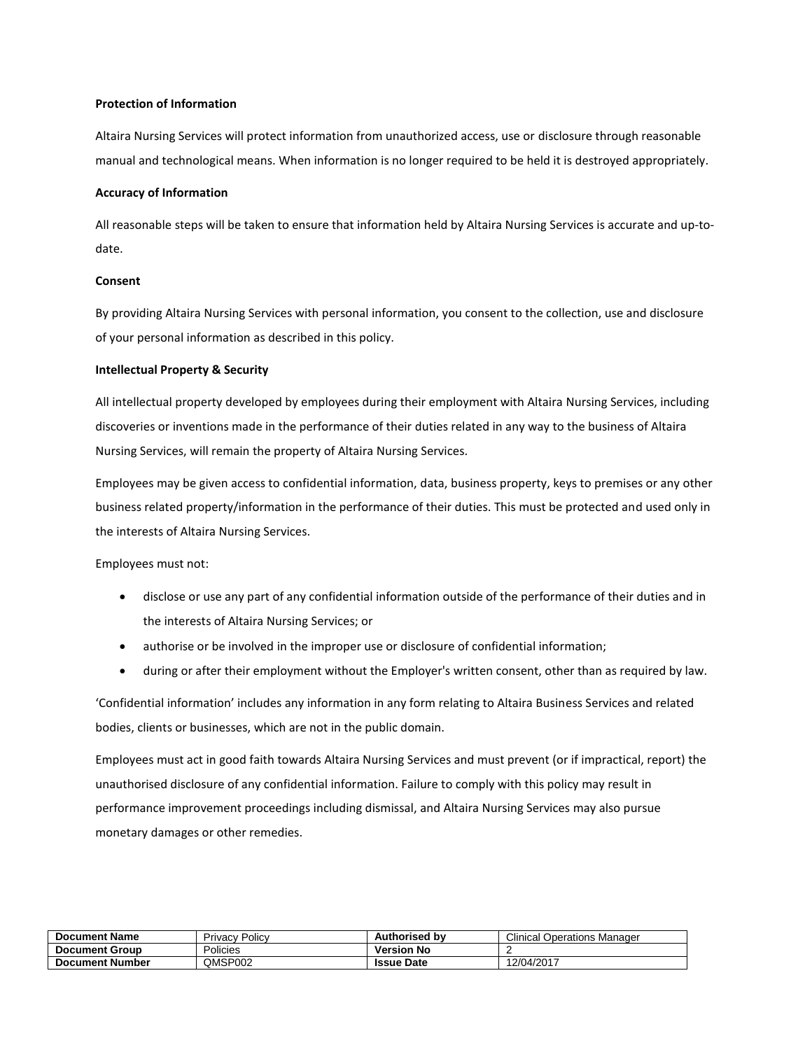**Protection of Information**

Altaira Nursing Services will protect information from unauthorized access, use or disclosure through reasonable manual and technological means. When information is no longer required to be held it is destroyed appropriately.

**Accuracy of Information**

All reasonable steps will be taken to ensure that information held by Altaira Nursing Services is accurate and up-to-date.

**Consent**

By providing Altaira Nursing Services with personal information, you consent to the collection, use and disclosure of your personal information as described in this policy.

**Intellectual Property & Security**

All intellectual property developed by employees during their employment with Altaira Nursing Services, including discoveries or inventions made in the performance of their duties related in any way to the business of Altaira Nursing Services, will remain the property of Altaira Nursing Services.

Employees may be given access to confidential information, data, business property, keys to premises or any other business related property/information in the performance of their duties. This must be protected and used only in the interests of Altaira Nursing Services.

Employees must not:

- disclose or use any part of any confidential information outside of the performance of their duties and in the interests of Altaira Nursing Services; or
- authorise or be involved in the improper use or disclosure of confidential information;
- during or after their employment without the Employer's written consent, other than as required by law.

'Confidential information' includes any information in any form relating to Altaira Business Services and related bodies, clients or businesses, which are not in the public domain.

Employees must act in good faith towards Altaira Nursing Services and must prevent (or if impractical, report) the unauthorised disclosure of any confidential information. Failure to comply with this policy may result in performance improvement proceedings including dismissal, and Altaira Nursing Services may also pursue monetary damages or other remedies.